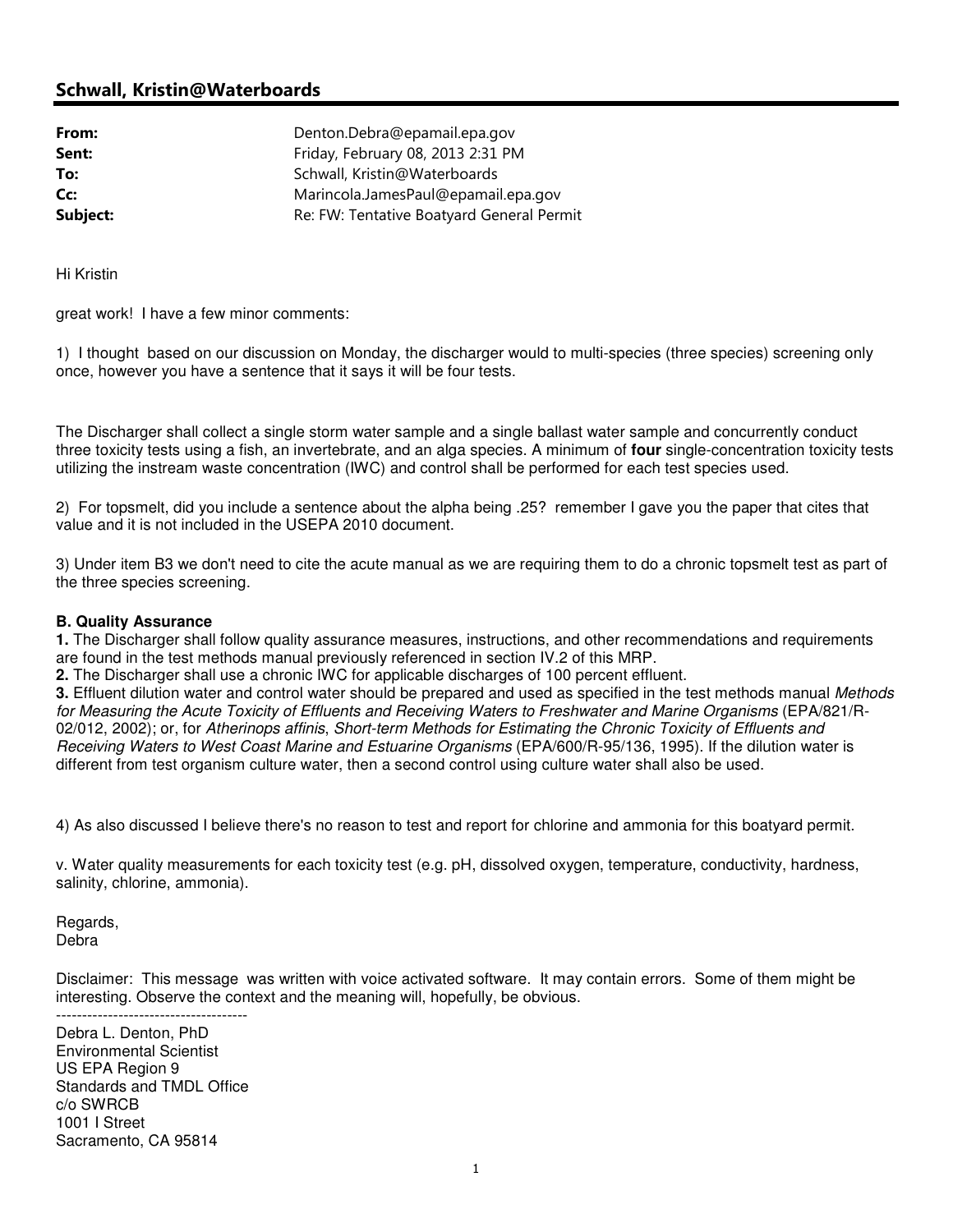## Schwall, Kristin@Waterboards

| | |
|---|---|
| **From:** | Denton.Debra@epamail.epa.gov |
| **Sent:** | Friday, February 08, 2013 2:31 PM |
| **To:** | Schwall, Kristin@Waterboards |
| **Cc:** | Marincola.JamesPaul@epamail.epa.gov |
| **Subject:** | Re: FW: Tentative Boatyard General Permit |

Hi Kristin

great work! I have a few minor comments:

1) I thought based on our discussion on Monday, the discharger would to multi-species (three species) screening only once, however you have a sentence that it says it will be four tests.

The Discharger shall collect a single storm water sample and a single ballast water sample and concurrently conduct three toxicity tests using a fish, an invertebrate, and an alga species. A minimum of **four** single-concentration toxicity tests utilizing the instream waste concentration (IWC) and control shall be performed for each test species used.

2) For topsmelt, did you include a sentence about the alpha being .25? remember I gave you the paper that cites that value and it is not included in the USEPA 2010 document.

3) Under item B3 we don't need to cite the acute manual as we are requiring them to do a chronic topsmelt test as part of the three species screening.

**B. Quality Assurance**

**1.** The Discharger shall follow quality assurance measures, instructions, and other recommendations and requirements are found in the test methods manual previously referenced in section IV.2 of this MRP.

**2.** The Discharger shall use a chronic IWC for applicable discharges of 100 percent effluent.

**3.** Effluent dilution water and control water should be prepared and used as specified in the test methods manual *Methods for Measuring the Acute Toxicity of Effluents and Receiving Waters to Freshwater and Marine Organisms* (EPA/821/R-02/012, 2002); or, for *Atherinops affinis*, *Short-term Methods for Estimating the Chronic Toxicity of Effluents and Receiving Waters to West Coast Marine and Estuarine Organisms* (EPA/600/R-95/136, 1995). If the dilution water is different from test organism culture water, then a second control using culture water shall also be used.

4) As also discussed I believe there's no reason to test and report for chlorine and ammonia for this boatyard permit.

v. Water quality measurements for each toxicity test (e.g. pH, dissolved oxygen, temperature, conductivity, hardness, salinity, chlorine, ammonia).

Regards,
Debra

Disclaimer: This message was written with voice activated software. It may contain errors. Some of them might be interesting. Observe the context and the meaning will, hopefully, be obvious.

-------------------------------------

Debra L. Denton, PhD
Environmental Scientist
US EPA Region 9
Standards and TMDL Office
c/o SWRCB
1001 I Street
Sacramento, CA 95814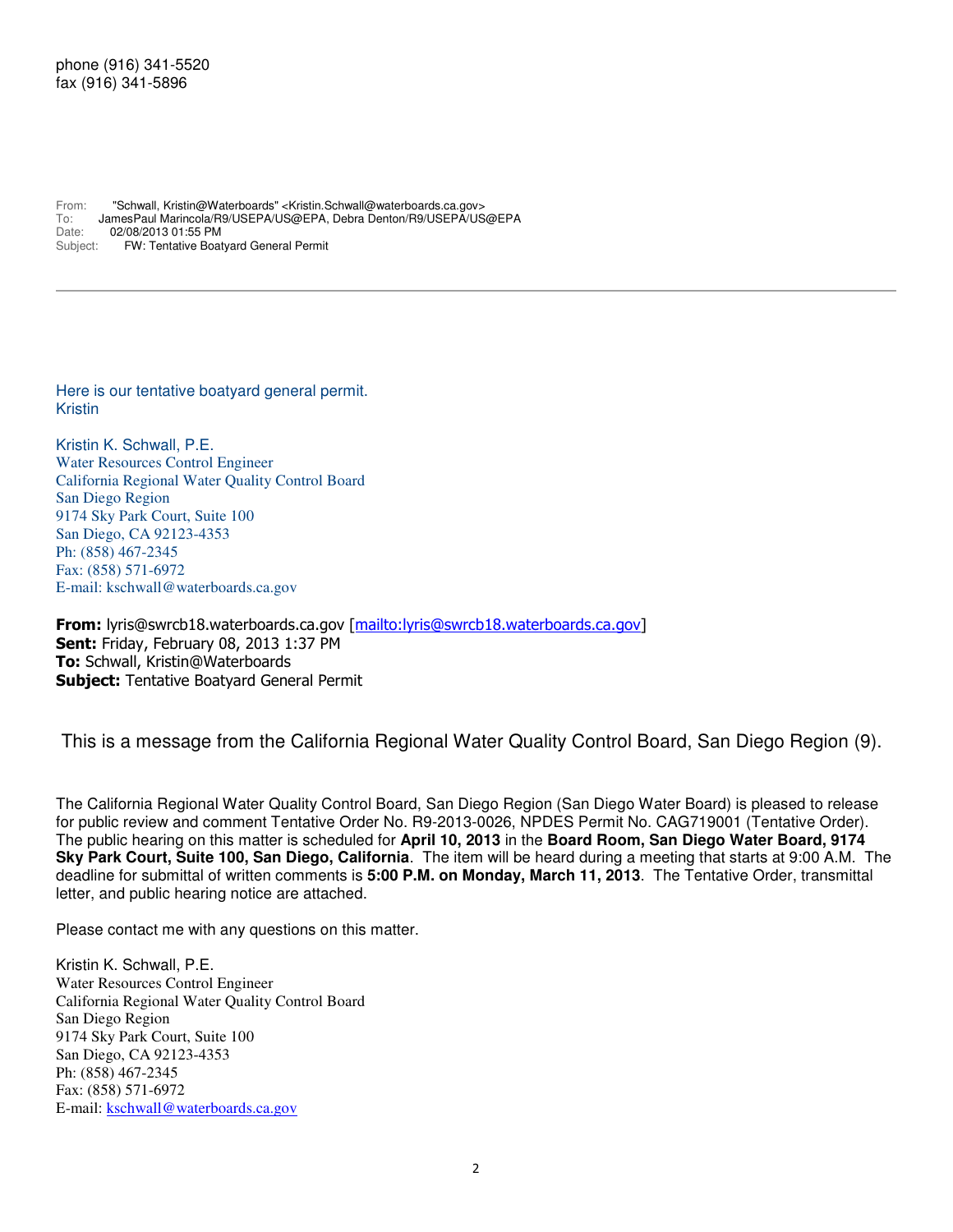phone (916) 341-5520
fax (916) 341-5896

From: "Schwall, Kristin@Waterboards" <Kristin.Schwall@waterboards.ca.gov>
To: JamesPaul Marincola/R9/USEPA/US@EPA, Debra Denton/R9/USEPA/US@EPA
Date: 02/08/2013 01:55 PM
Subject: FW: Tentative Boatyard General Permit

---

Here is our tentative boatyard general permit.
Kristin

Kristin K. Schwall, P.E.
Water Resources Control Engineer
California Regional Water Quality Control Board
San Diego Region
9174 Sky Park Court, Suite 100
San Diego, CA 92123-4353
Ph: (858) 467-2345
Fax: (858) 571-6972
E-mail: kschwall@waterboards.ca.gov

**From:** lyris@swrcb18.waterboards.ca.gov [mailto:lyris@swrcb18.waterboards.ca.gov]
**Sent:** Friday, February 08, 2013 1:37 PM
**To:** Schwall, Kristin@Waterboards
**Subject:** Tentative Boatyard General Permit

This is a message from the California Regional Water Quality Control Board, San Diego Region (9).

The California Regional Water Quality Control Board, San Diego Region (San Diego Water Board) is pleased to release for public review and comment Tentative Order No. R9-2013-0026, NPDES Permit No. CAG719001 (Tentative Order). The public hearing on this matter is scheduled for **April 10, 2013** in the **Board Room, San Diego Water Board, 9174 Sky Park Court, Suite 100, San Diego, California**. The item will be heard during a meeting that starts at 9:00 A.M. The deadline for submittal of written comments is **5:00 P.M. on Monday, March 11, 2013**. The Tentative Order, transmittal letter, and public hearing notice are attached.

Please contact me with any questions on this matter.

Kristin K. Schwall, P.E.
Water Resources Control Engineer
California Regional Water Quality Control Board
San Diego Region
9174 Sky Park Court, Suite 100
San Diego, CA 92123-4353
Ph: (858) 467-2345
Fax: (858) 571-6972
E-mail: kschwall@waterboards.ca.gov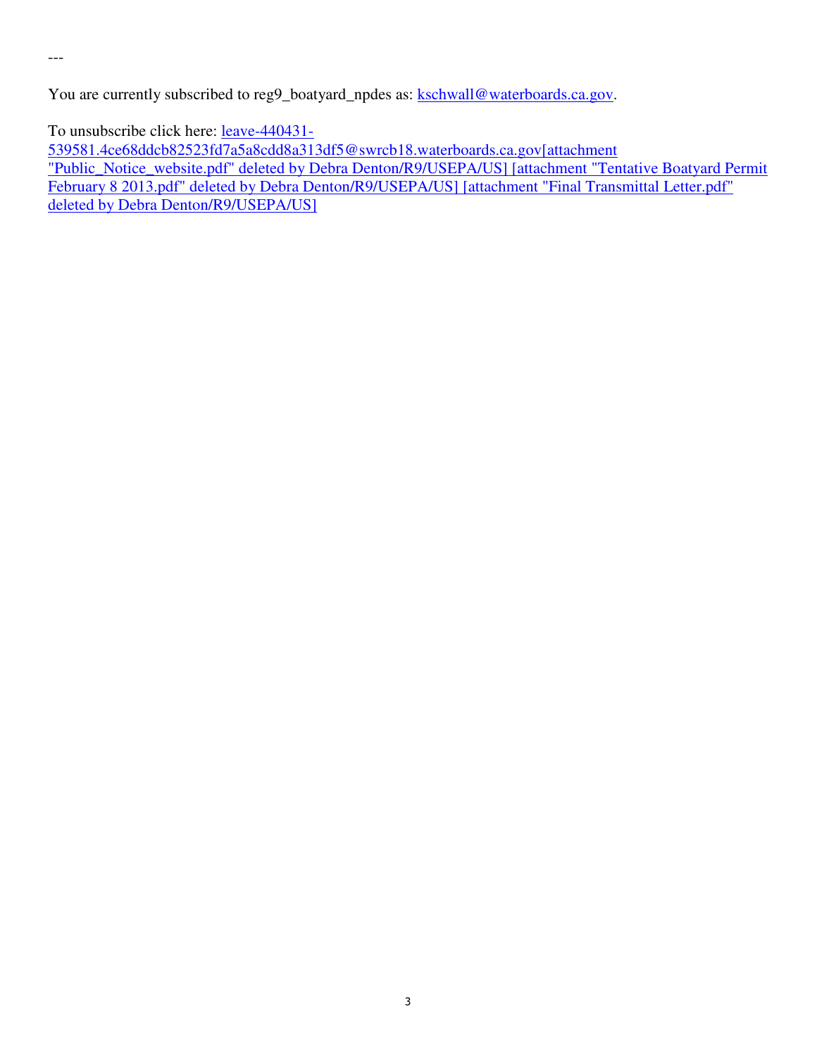---

You are currently subscribed to reg9_boatyard_npdes as: kschwall@waterboards.ca.gov.

To unsubscribe click here: leave-440431-539581.4ce68ddcb82523fd7a5a8cdd8a313df5@swrcb18.waterboards.ca.gov[attachment "Public_Notice_website.pdf" deleted by Debra Denton/R9/USEPA/US] [attachment "Tentative Boatyard Permit February 8 2013.pdf" deleted by Debra Denton/R9/USEPA/US] [attachment "Final Transmittal Letter.pdf" deleted by Debra Denton/R9/USEPA/US]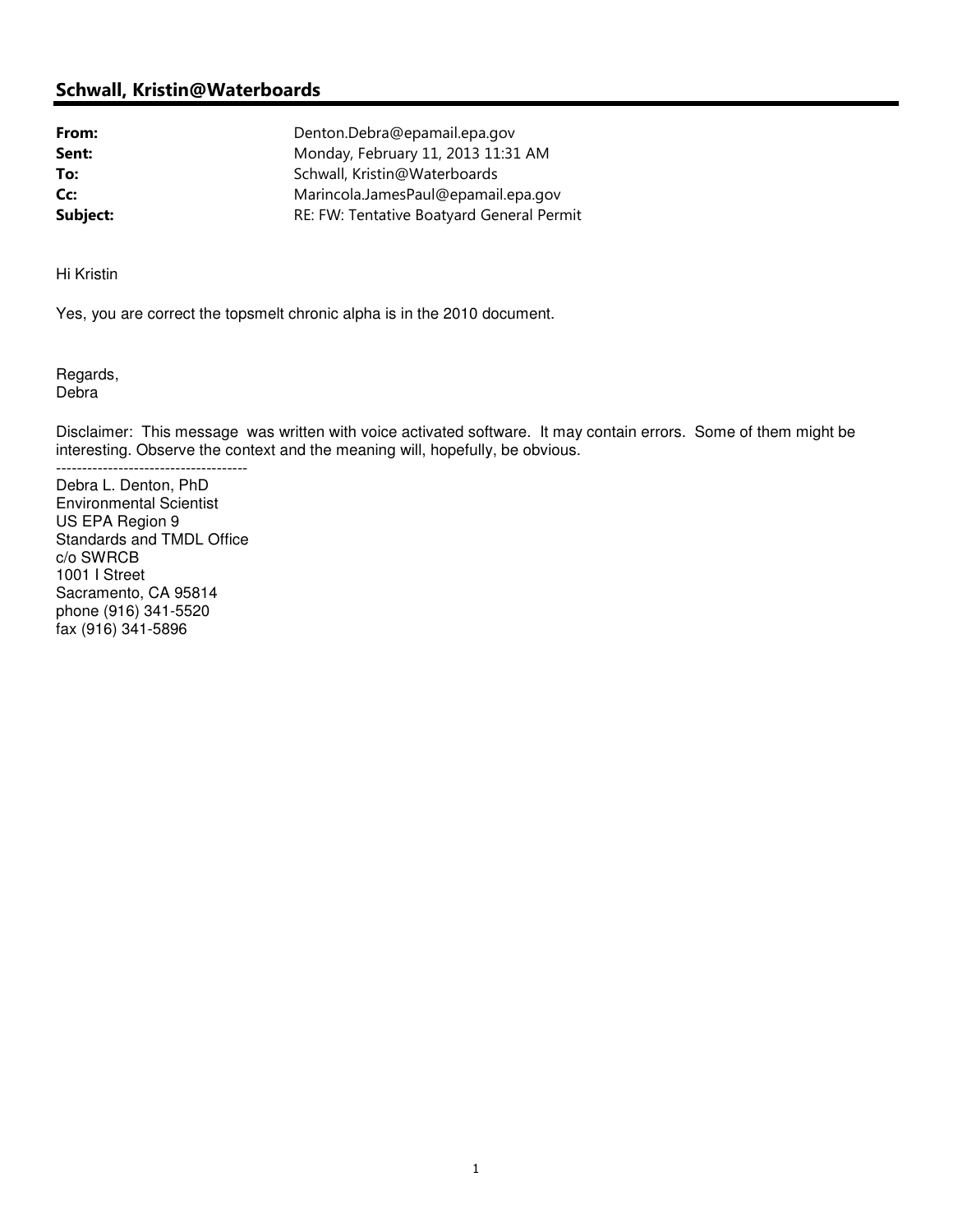## Schwall, Kristin@Waterboards

| | |
|---|---|
| **From:** | Denton.Debra@epamail.epa.gov |
| **Sent:** | Monday, February 11, 2013 11:31 AM |
| **To:** | Schwall, Kristin@Waterboards |
| **Cc:** | Marincola.JamesPaul@epamail.epa.gov |
| **Subject:** | RE: FW: Tentative Boatyard General Permit |

Hi Kristin

Yes, you are correct the topsmelt chronic alpha is in the 2010 document.

Regards,
Debra

Disclaimer: This message was written with voice activated software. It may contain errors. Some of them might be interesting. Observe the context and the meaning will, hopefully, be obvious.

-------------------------------------
Debra L. Denton, PhD
Environmental Scientist
US EPA Region 9
Standards and TMDL Office
c/o SWRCB
1001 I Street
Sacramento, CA 95814
phone (916) 341-5520
fax (916) 341-5896